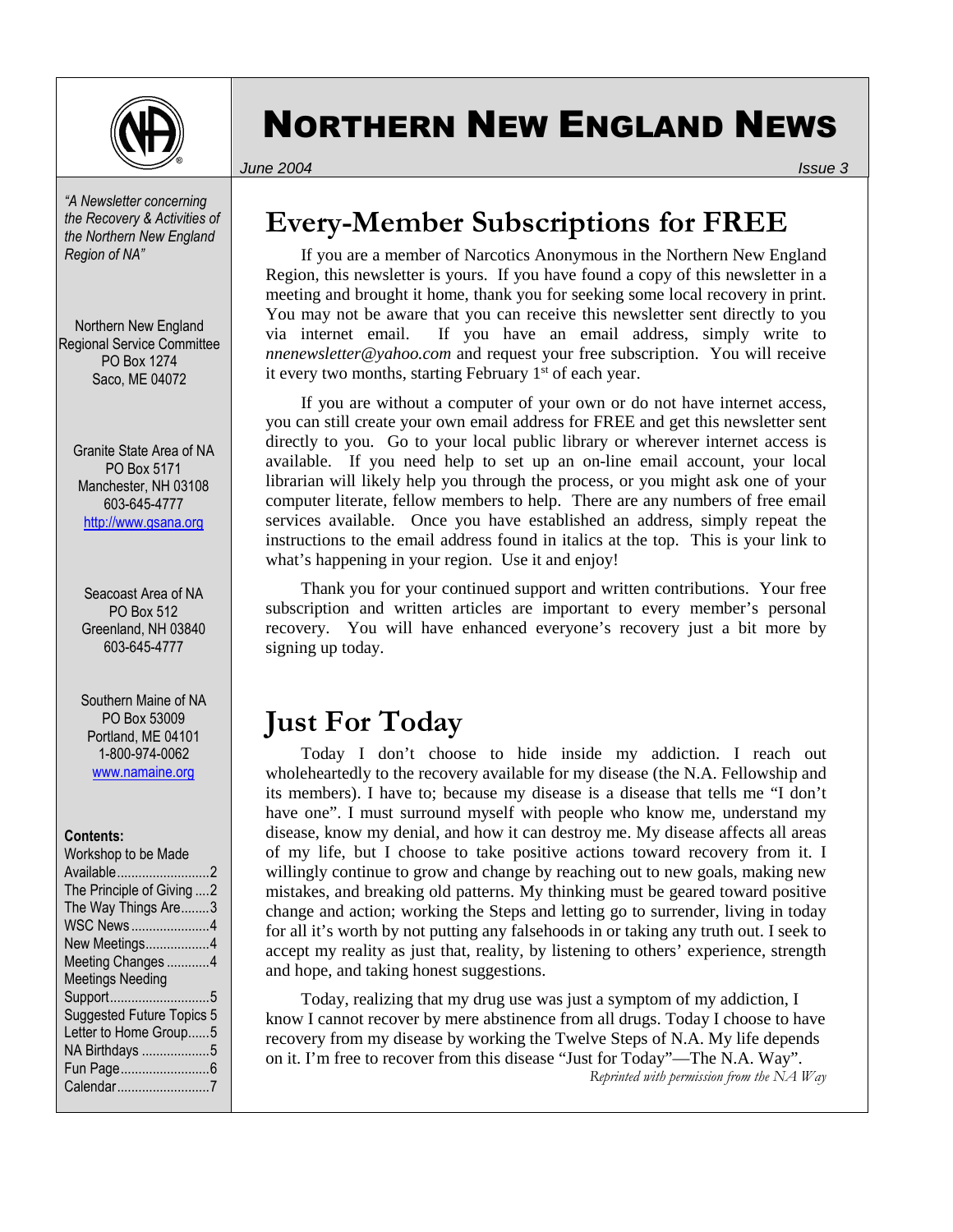# NORTHERN NEW ENGLAND NEWS

*June 2004* — *Issue 3*

*"A Newsletter concerning the Recovery & Activities of the Northern New England Region of NA"*

Northern New England Regional Service Committee
PO Box 1274
Saco, ME 04072

Granite State Area of NA
PO Box 5171
Manchester, NH 03108
603-645-4777
http://www.gsana.org

Seacoast Area of NA
PO Box 512
Greenland, NH 03840
603-645-4777

Southern Maine of NA
PO Box 53009
Portland, ME 04101
1-800-974-0062
www.namaine.org

**Contents:**

- Workshop to be Made Available..........2
- The Principle of Giving.....2
- The Way Things Are........3
- WSC News......................4
- New Meetings..................4
- Meeting Changes............4
- Meetings Needing Support............................5
- Suggested Future Topics 5
- Letter to Home Group......5
- NA Birthdays...................5
- Fun Page.........................6
- Calendar..........................7

## Every-Member Subscriptions for FREE

If you are a member of Narcotics Anonymous in the Northern New England Region, this newsletter is yours. If you have found a copy of this newsletter in a meeting and brought it home, thank you for seeking some local recovery in print. You may not be aware that you can receive this newsletter sent directly to you via internet email. If you have an email address, simply write to *nnenewsletter@yahoo.com* and request your free subscription. You will receive it every two months, starting February 1st of each year.

If you are without a computer of your own or do not have internet access, you can still create your own email address for FREE and get this newsletter sent directly to you. Go to your local public library or wherever internet access is available. If you need help to set up an on-line email account, your local librarian will likely help you through the process, or you might ask one of your computer literate, fellow members to help. There are any numbers of free email services available. Once you have established an address, simply repeat the instructions to the email address found in italics at the top. This is your link to what's happening in your region. Use it and enjoy!

Thank you for your continued support and written contributions. Your free subscription and written articles are important to every member's personal recovery. You will have enhanced everyone's recovery just a bit more by signing up today.

## Just For Today

Today I don't choose to hide inside my addiction. I reach out wholeheartedly to the recovery available for my disease (the N.A. Fellowship and its members). I have to; because my disease is a disease that tells me "I don't have one". I must surround myself with people who know me, understand my disease, know my denial, and how it can destroy me. My disease affects all areas of my life, but I choose to take positive actions toward recovery from it. I willingly continue to grow and change by reaching out to new goals, making new mistakes, and breaking old patterns. My thinking must be geared toward positive change and action; working the Steps and letting go to surrender, living in today for all it's worth by not putting any falsehoods in or taking any truth out. I seek to accept my reality as just that, reality, by listening to others' experience, strength and hope, and taking honest suggestions.

Today, realizing that my drug use was just a symptom of my addiction, I know I cannot recover by mere abstinence from all drugs. Today I choose to have recovery from my disease by working the Twelve Steps of N.A. My life depends on it. I'm free to recover from this disease "Just for Today"—The N.A. Way".

*Reprinted with permission from the NA Way*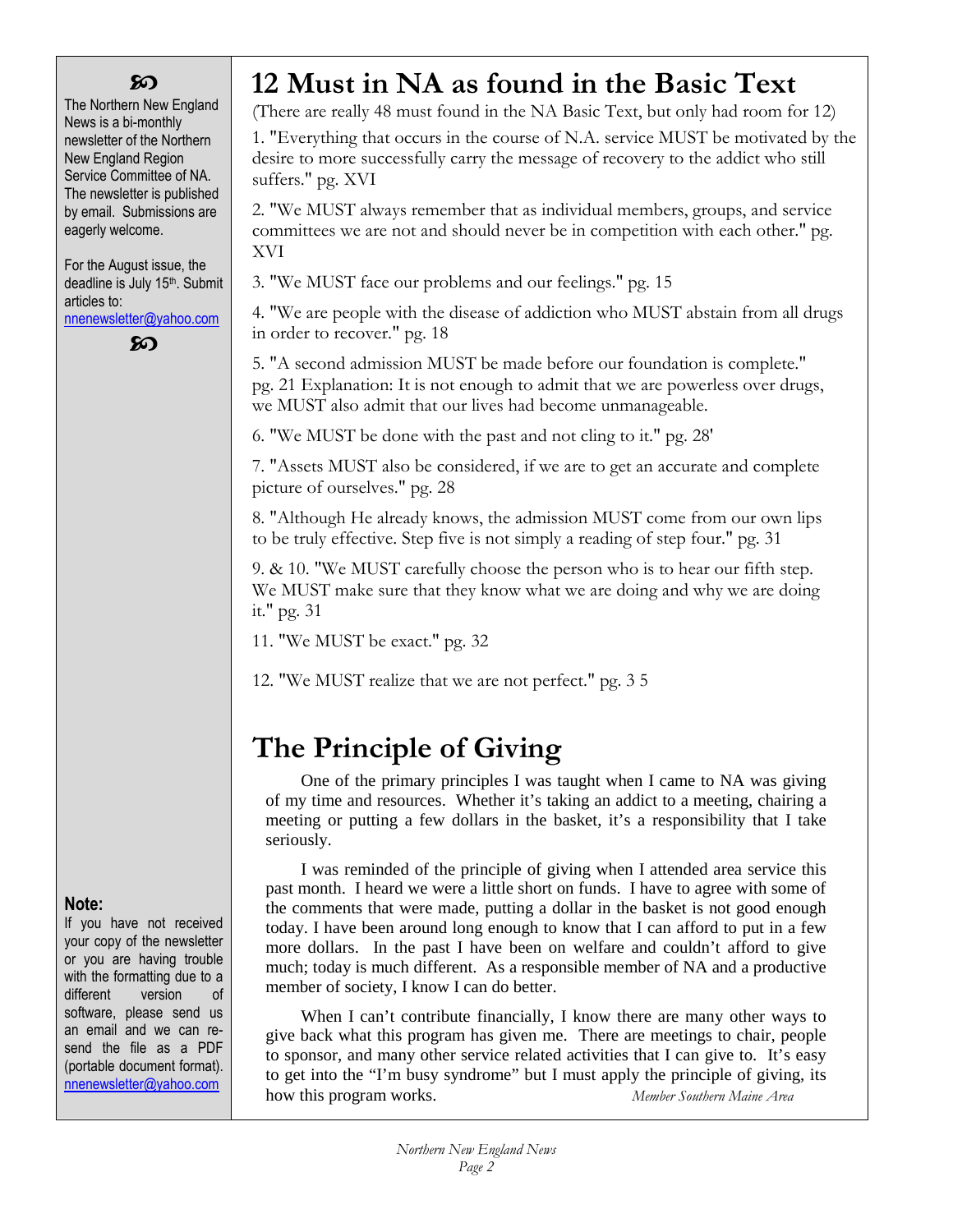℘

The Northern New England News is a bi-monthly newsletter of the Northern New England Region Service Committee of NA. The newsletter is published by email. Submissions are eagerly welcome.

For the August issue, the deadline is July 15th. Submit articles to: nnenewsletter@yahoo.com

℘

**Note:**
If you have not received your copy of the newsletter or you are having trouble with the formatting due to a different version of software, please send us an email and we can re-send the file as a PDF (portable document format). nnenewsletter@yahoo.com

# 12 Must in NA as found in the Basic Text

(There are really 48 must found in the NA Basic Text, but only had room for 12)

1. "Everything that occurs in the course of N.A. service MUST be motivated by the desire to more successfully carry the message of recovery to the addict who still suffers." pg. XVI

2. "We MUST always remember that as individual members, groups, and service committees we are not and should never be in competition with each other." pg. XVI

3. "We MUST face our problems and our feelings." pg. 15

4. "We are people with the disease of addiction who MUST abstain from all drugs in order to recover." pg. 18

5. "A second admission MUST be made before our foundation is complete." pg. 21 Explanation: It is not enough to admit that we are powerless over drugs, we MUST also admit that our lives had become unmanageable.

6. "We MUST be done with the past and not cling to it." pg. 28'

7. "Assets MUST also be considered, if we are to get an accurate and complete picture of ourselves." pg. 28

8. "Although He already knows, the admission MUST come from our own lips to be truly effective. Step five is not simply a reading of step four." pg. 31

9. & 10. "We MUST carefully choose the person who is to hear our fifth step. We MUST make sure that they know what we are doing and why we are doing it." pg. 31

11. "We MUST be exact." pg. 32

12. "We MUST realize that we are not perfect." pg. 3 5

# The Principle of Giving

One of the primary principles I was taught when I came to NA was giving of my time and resources. Whether it's taking an addict to a meeting, chairing a meeting or putting a few dollars in the basket, it's a responsibility that I take seriously.

I was reminded of the principle of giving when I attended area service this past month. I heard we were a little short on funds. I have to agree with some of the comments that were made, putting a dollar in the basket is not good enough today. I have been around long enough to know that I can afford to put in a few more dollars. In the past I have been on welfare and couldn't afford to give much; today is much different. As a responsible member of NA and a productive member of society, I know I can do better.

When I can't contribute financially, I know there are many other ways to give back what this program has given me. There are meetings to chair, people to sponsor, and many other service related activities that I can give to. It's easy to get into the "I'm busy syndrome" but I must apply the principle of giving, its how this program works. *Member Southern Maine Area*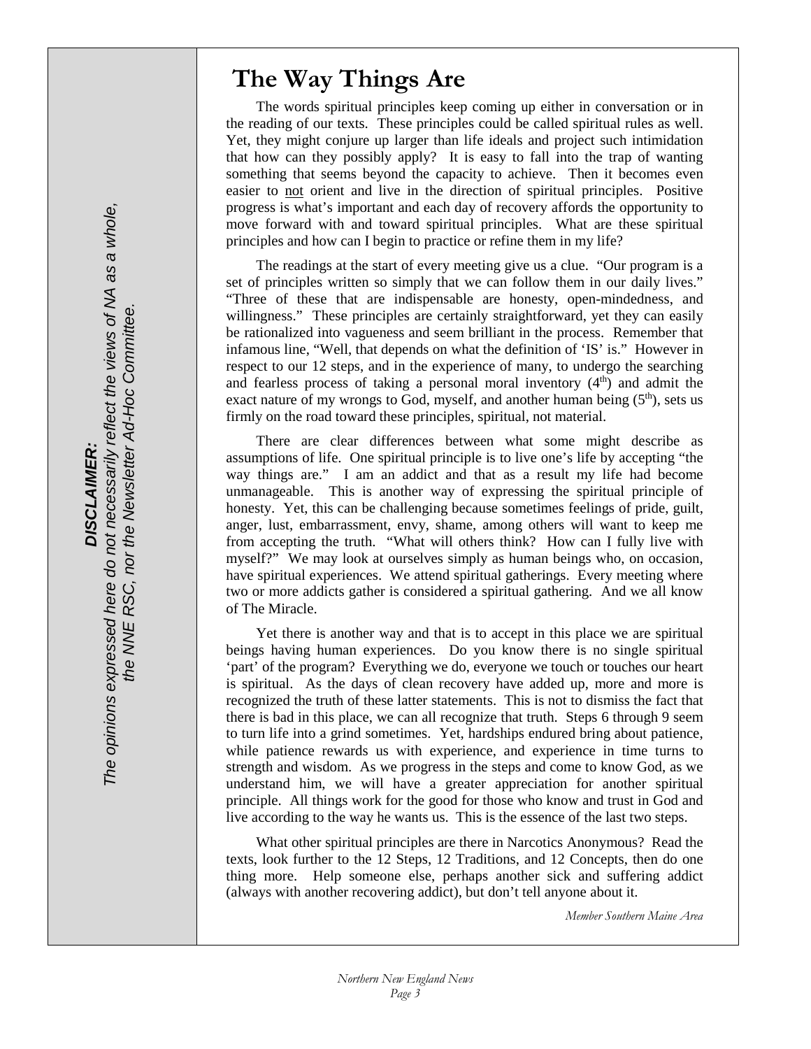# The Way Things Are

The words spiritual principles keep coming up either in conversation or in the reading of our texts. These principles could be called spiritual rules as well. Yet, they might conjure up larger than life ideals and project such intimidation that how can they possibly apply? It is easy to fall into the trap of wanting something that seems beyond the capacity to achieve. Then it becomes even easier to <u>not</u> orient and live in the direction of spiritual principles. Positive progress is what's important and each day of recovery affords the opportunity to move forward with and toward spiritual principles. What are these spiritual principles and how can I begin to practice or refine them in my life?

The readings at the start of every meeting give us a clue. "Our program is a set of principles written so simply that we can follow them in our daily lives." "Three of these that are indispensable are honesty, open-mindedness, and willingness." These principles are certainly straightforward, yet they can easily be rationalized into vagueness and seem brilliant in the process. Remember that infamous line, "Well, that depends on what the definition of 'IS' is." However in respect to our 12 steps, and in the experience of many, to undergo the searching and fearless process of taking a personal moral inventory (4th) and admit the exact nature of my wrongs to God, myself, and another human being (5th), sets us firmly on the road toward these principles, spiritual, not material.

There are clear differences between what some might describe as assumptions of life. One spiritual principle is to live one's life by accepting "the way things are." I am an addict and that as a result my life had become unmanageable. This is another way of expressing the spiritual principle of honesty. Yet, this can be challenging because sometimes feelings of pride, guilt, anger, lust, embarrassment, envy, shame, among others will want to keep me from accepting the truth. "What will others think? How can I fully live with myself?" We may look at ourselves simply as human beings who, on occasion, have spiritual experiences. We attend spiritual gatherings. Every meeting where two or more addicts gather is considered a spiritual gathering. And we all know of The Miracle.

Yet there is another way and that is to accept in this place we are spiritual beings having human experiences. Do you know there is no single spiritual 'part' of the program? Everything we do, everyone we touch or touches our heart is spiritual. As the days of clean recovery have added up, more and more is recognized the truth of these latter statements. This is not to dismiss the fact that there is bad in this place, we can all recognize that truth. Steps 6 through 9 seem to turn life into a grind sometimes. Yet, hardships endured bring about patience, while patience rewards us with experience, and experience in time turns to strength and wisdom. As we progress in the steps and come to know God, as we understand him, we will have a greater appreciation for another spiritual principle. All things work for the good for those who know and trust in God and live according to the way he wants us. This is the essence of the last two steps.

What other spiritual principles are there in Narcotics Anonymous? Read the texts, look further to the 12 Steps, 12 Traditions, and 12 Concepts, then do one thing more. Help someone else, perhaps another sick and suffering addict (always with another recovering addict), but don't tell anyone about it.

*Member Southern Maine Area*

***DISCLAIMER:***
*The opinions expressed here do not necessarily reflect the views of NA as a whole, the NNE RSC, nor the Newsletter Ad-Hoc Committee.*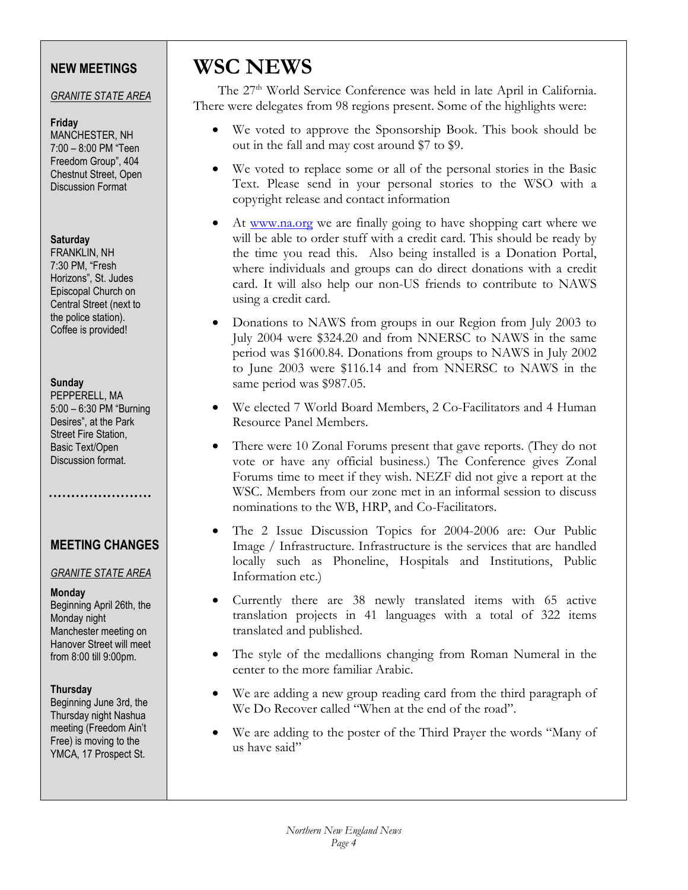## NEW MEETINGS

*GRANITE STATE AREA*

**Friday**
MANCHESTER, NH
7:00 – 8:00 PM "Teen Freedom Group", 404 Chestnut Street, Open Discussion Format

**Saturday**
FRANKLIN, NH
7:30 PM, "Fresh Horizons", St. Judes Episcopal Church on Central Street (next to the police station). Coffee is provided!

**Sunday**
PEPPERELL, MA
5:00 – 6:30 PM "Burning Desires", at the Park Street Fire Station, Basic Text/Open Discussion format.

.......................

## MEETING CHANGES

*GRANITE STATE AREA*

**Monday**
Beginning April 26th, the Monday night Manchester meeting on Hanover Street will meet from 8:00 till 9:00pm.

**Thursday**
Beginning June 3rd, the Thursday night Nashua meeting (Freedom Ain't Free) is moving to the YMCA, 17 Prospect St.

# WSC NEWS

The 27th World Service Conference was held in late April in California. There were delegates from 98 regions present. Some of the highlights were:

- We voted to approve the Sponsorship Book. This book should be out in the fall and may cost around $7 to $9.
- We voted to replace some or all of the personal stories in the Basic Text. Please send in your personal stories to the WSO with a copyright release and contact information
- At www.na.org we are finally going to have shopping cart where we will be able to order stuff with a credit card. This should be ready by the time you read this. Also being installed is a Donation Portal, where individuals and groups can do direct donations with a credit card. It will also help our non-US friends to contribute to NAWS using a credit card.
- Donations to NAWS from groups in our Region from July 2003 to July 2004 were $324.20 and from NNERSC to NAWS in the same period was $1600.84. Donations from groups to NAWS in July 2002 to June 2003 were $116.14 and from NNERSC to NAWS in the same period was $987.05.
- We elected 7 World Board Members, 2 Co-Facilitators and 4 Human Resource Panel Members.
- There were 10 Zonal Forums present that gave reports. (They do not vote or have any official business.) The Conference gives Zonal Forums time to meet if they wish. NEZF did not give a report at the WSC. Members from our zone met in an informal session to discuss nominations to the WB, HRP, and Co-Facilitators.
- The 2 Issue Discussion Topics for 2004-2006 are: Our Public Image / Infrastructure. Infrastructure is the services that are handled locally such as Phoneline, Hospitals and Institutions, Public Information etc.)
- Currently there are 38 newly translated items with 65 active translation projects in 41 languages with a total of 322 items translated and published.
- The style of the medallions changing from Roman Numeral in the center to the more familiar Arabic.
- We are adding a new group reading card from the third paragraph of We Do Recover called "When at the end of the road".
- We are adding to the poster of the Third Prayer the words "Many of us have said"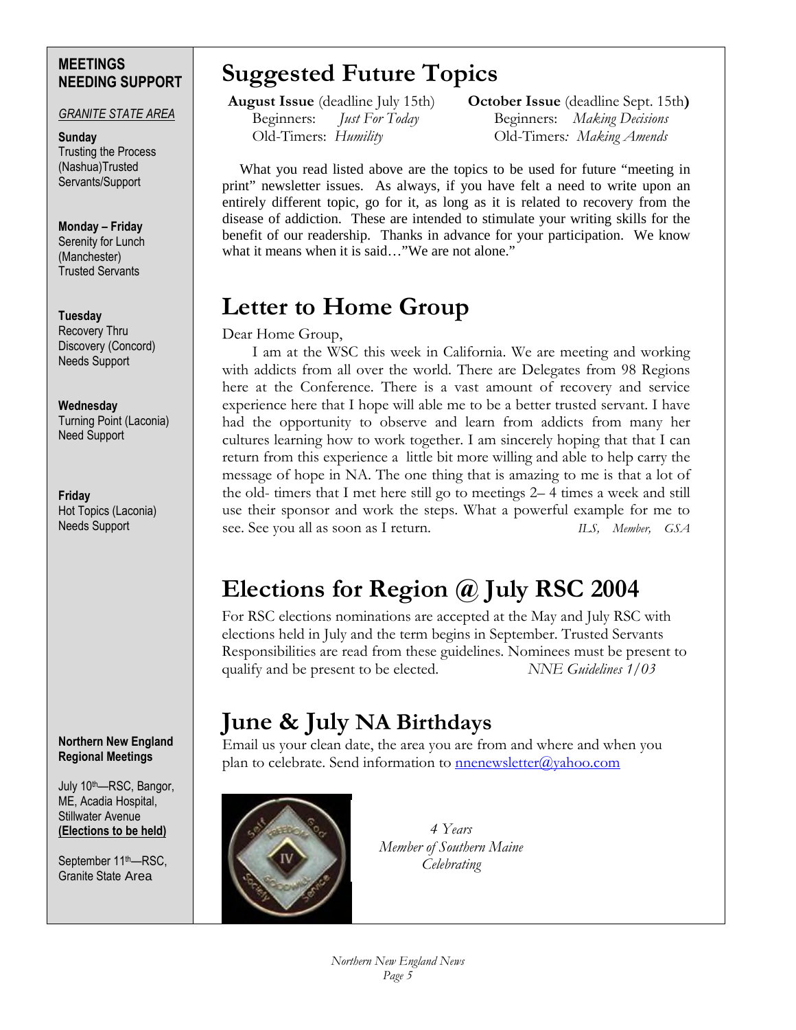## MEETINGS NEEDING SUPPORT

*GRANITE STATE AREA*

**Sunday**
Trusting the Process (Nashua)Trusted Servants/Support

**Monday – Friday**
Serenity for Lunch (Manchester)
Trusted Servants

**Tuesday**
Recovery Thru Discovery (Concord)
Needs Support

**Wednesday**
Turning Point (Laconia)
Need Support

**Friday**
Hot Topics (Laconia)
Needs Support

**Northern New England Regional Meetings**

July 10th—RSC, Bangor, ME, Acadia Hospital, Stillwater Avenue
**(Elections to be held)**

September 11th—RSC, Granite State Area

# Suggested Future Topics

**August Issue** (deadline July 15th)
Beginners: *Just For Today*
Old-Timers: *Humility*

**October Issue** (deadline Sept. 15th**)**
Beginners: *Making Decisions*
Old-Timers*: Making Amends*

What you read listed above are the topics to be used for future "meeting in print" newsletter issues. As always, if you have felt a need to write upon an entirely different topic, go for it, as long as it is related to recovery from the disease of addiction. These are intended to stimulate your writing skills for the benefit of our readership. Thanks in advance for your participation. We know what it means when it is said…"We are not alone."

# Letter to Home Group

Dear Home Group,

I am at the WSC this week in California. We are meeting and working with addicts from all over the world. There are Delegates from 98 Regions here at the Conference. There is a vast amount of recovery and service experience here that I hope will able me to be a better trusted servant. I have had the opportunity to observe and learn from addicts from many her cultures learning how to work together. I am sincerely hoping that that I can return from this experience a little bit more willing and able to help carry the message of hope in NA. The one thing that is amazing to me is that a lot of the old- timers that I met here still go to meetings 2– 4 times a week and still use their sponsor and work the steps. What a powerful example for me to see. See you all as soon as I return. *ILS, Member, GSA*

# Elections for Region @ July RSC 2004

For RSC elections nominations are accepted at the May and July RSC with elections held in July and the term begins in September. Trusted Servants Responsibilities are read from these guidelines. Nominees must be present to qualify and be present to be elected. *NNE Guidelines 1/03*

# June & July NA Birthdays

Email us your clean date, the area you are from and where and when you plan to celebrate. Send information to nnenewsletter@yahoo.com

*4 Years*
*Member of Southern Maine*
*Celebrating*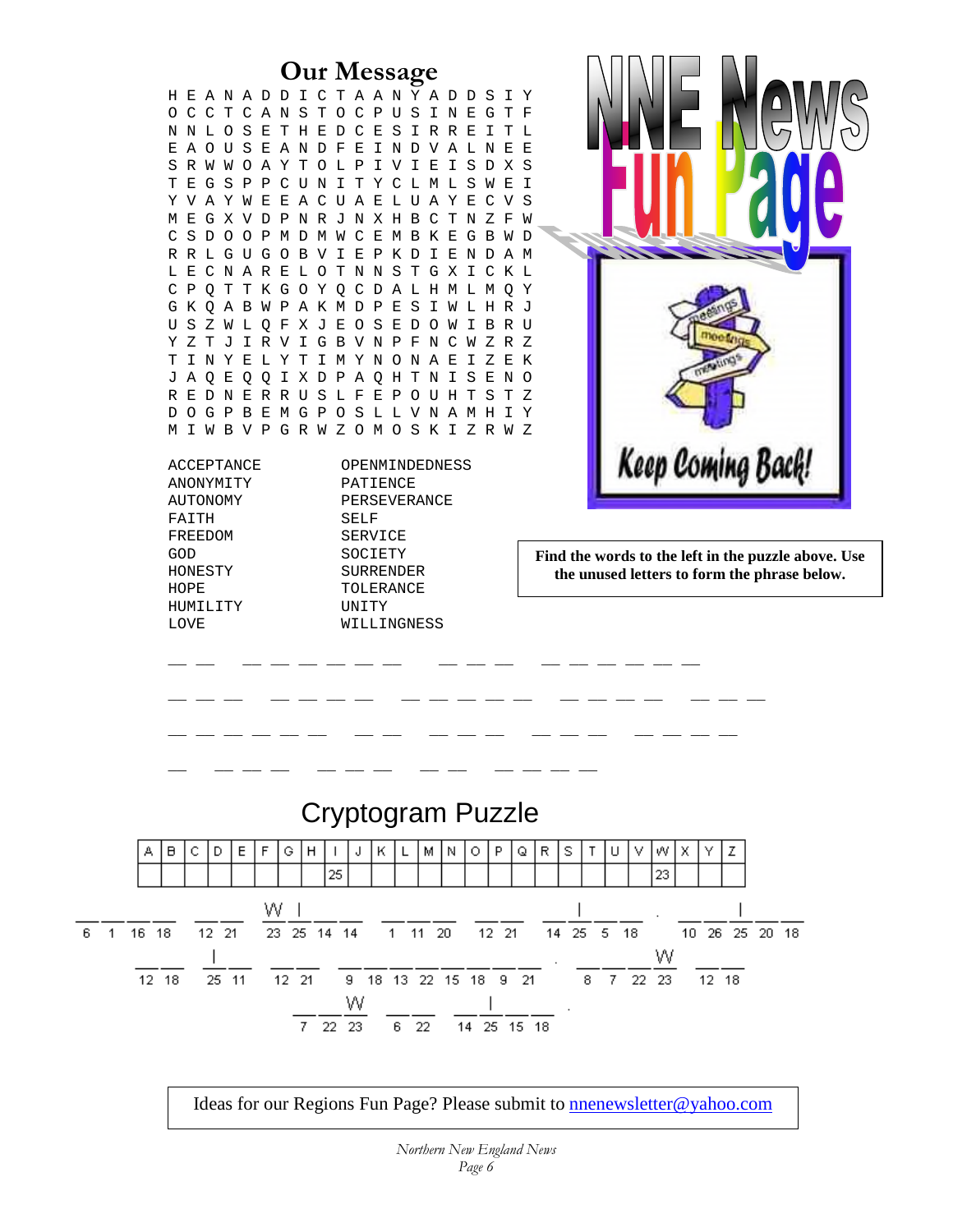## Our Message

```
H E A N A D D I C T A A N Y A D D S I Y
O C C T C A N S T O C P U S I N E G T F
N N L O S E T H E D C E S I R R E I T L
E A O U S E A N D F E I N D V A L N E E
S R W W O A Y T O L P I V I E I S D X S
T E G S P P C U N I T Y C L M L S W E I
Y V A Y W E E A C U A E L U A Y E C V S
M E G X V D P N R J N X H B C T N Z F W
C S D O O P M D M W C E M B K E G B W D
R R L G U G O B V I E P K D I E N D A M
L E C N A R E L O T N N S T G X I C K L
C P Q T T K G O Y Q C D A L H M L M Q Y
G K Q A B W P A K M D P E S I W L H R J
U S Z W L Q F X J E O S E D O W I B R U
Y Z T J I R V I G B V N P F N C W Z R Z
T I N Y E L Y T I M Y N O N A E I Z E K
J A Q E Q Q I X D P A Q H T N I S E N O
R E D N E R R U S L F E P O U H T S T Z
D O G P B E M G P O S L L V N A M H I Y
M I W B V P G R W Z O M O S K I Z R W Z
```

| | |
|---|---|
| ACCEPTANCE | OPENMINDEDNESS |
| ANONYMITY | PATIENCE |
| AUTONOMY | PERSEVERANCE |
| FAITH | SELF |
| FREEDOM | SERVICE |
| GOD | SOCIETY |
| HONESTY | SURRENDER |
| HOPE | TOLERANCE |
| HUMILITY | UNITY |
| LOVE | WILLINGNESS |

# NNE News Fun Page

Keep Coming Back!

**Find the words to the left in the puzzle above. Use the unused letters to form the phrase below.**

\_ \_ &nbsp; \_ \_ \_ \_ \_ \_ \_ &nbsp; \_ \_ \_ &nbsp; \_ \_ \_ \_ \_ \_

\_ \_ \_ &nbsp; \_ \_ \_ \_ &nbsp; \_ \_ \_ \_ \_ &nbsp; \_ \_ \_ \_ &nbsp; \_ \_ \_

\_ \_ \_ \_ \_ \_ &nbsp; \_ \_ &nbsp; \_ \_ \_ &nbsp; \_ \_ \_ &nbsp; \_ \_ \_ \_

\_ &nbsp; \_ \_ \_ &nbsp; \_ \_ \_ &nbsp; \_ \_ &nbsp; \_ \_ \_ \_

## Cryptogram Puzzle

| A | B | C | D | E | F | G | H | I | J | K | L | M | N | O | P | Q | R | S | T | U | V | W | X | Y | Z |
|---|---|---|---|---|---|---|---|---|---|---|---|---|---|---|---|---|---|---|---|---|---|---|---|---|---|
| | | | | | | | | 25 | | | | | | | | | | | | | | 23 | | | |

\_ \_ \_ \_ &nbsp; \_ \_ &nbsp; W I \_ \_ &nbsp; \_ \_ \_ &nbsp; \_ \_ &nbsp; \_ I \_ \_ . &nbsp; \_ \_ I \_ \_
6 1 16 18 &nbsp; 12 21 &nbsp; 23 25 14 14 &nbsp; 1 11 20 &nbsp; 12 21 &nbsp; 14 25 5 18 &nbsp; 10 26 25 20 18

\_ \_ &nbsp; I \_ &nbsp; \_ \_ &nbsp; \_ \_ \_ \_ \_ \_ \_ \_ . &nbsp; \_ \_ \_ W &nbsp; \_ \_
12 18 &nbsp; 25 11 &nbsp; 12 21 &nbsp; 9 18 13 22 15 18 9 21 &nbsp; 8 7 22 23 &nbsp; 12 18

\_ \_ W &nbsp; \_ \_ &nbsp; \_ I \_ \_ .
7 22 23 &nbsp; 6 22 &nbsp; 14 25 15 18

Ideas for our Regions Fun Page? Please submit to nnenewsletter@yahoo.com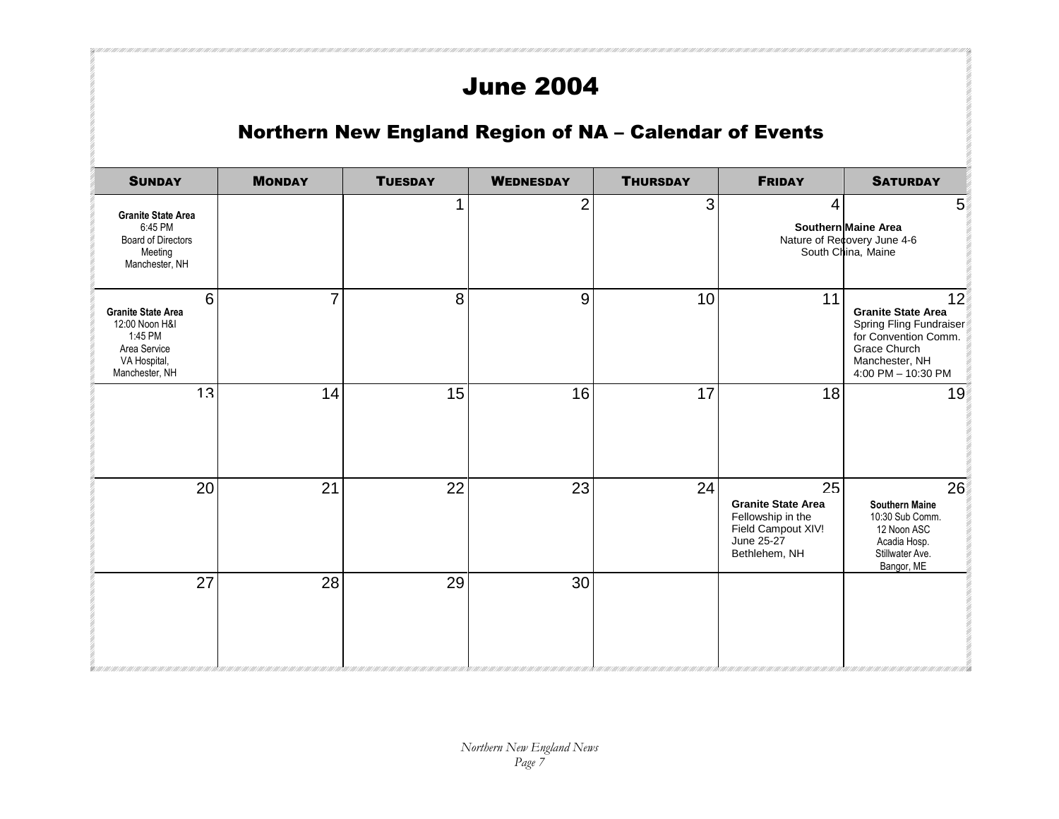# June 2004

## Northern New England Region of NA – Calendar of Events

| Sunday | Monday | Tuesday | Wednesday | Thursday | Friday | Saturday |
|---|---|---|---|---|---|---|
| **Granite State Area** 6:45 PM Board of Directors Meeting Manchester, NH | | 1 | 2 | 3 | 4 **Southern Maine Area** Nature of Recovery June 4-6 South China, Maine | 5 |
| 6 **Granite State Area** 12:00 Noon H&I 1:45 PM Area Service VA Hospital, Manchester, NH | 7 | 8 | 9 | 10 | 11 | 12 **Granite State Area** Spring Fling Fundraiser for Convention Comm. Grace Church Manchester, NH 4:00 PM – 10:30 PM |
| 13 | 14 | 15 | 16 | 17 | 18 | 19 |
| 20 | 21 | 22 | 23 | 24 | 25 **Granite State Area** Fellowship in the Field Campout XIV! June 25-27 Bethlehem, NH | 26 **Southern Maine** 10:30 Sub Comm. 12 Noon ASC Acadia Hosp. Stillwater Ave. Bangor, ME |
| 27 | 28 | 29 | 30 | | | |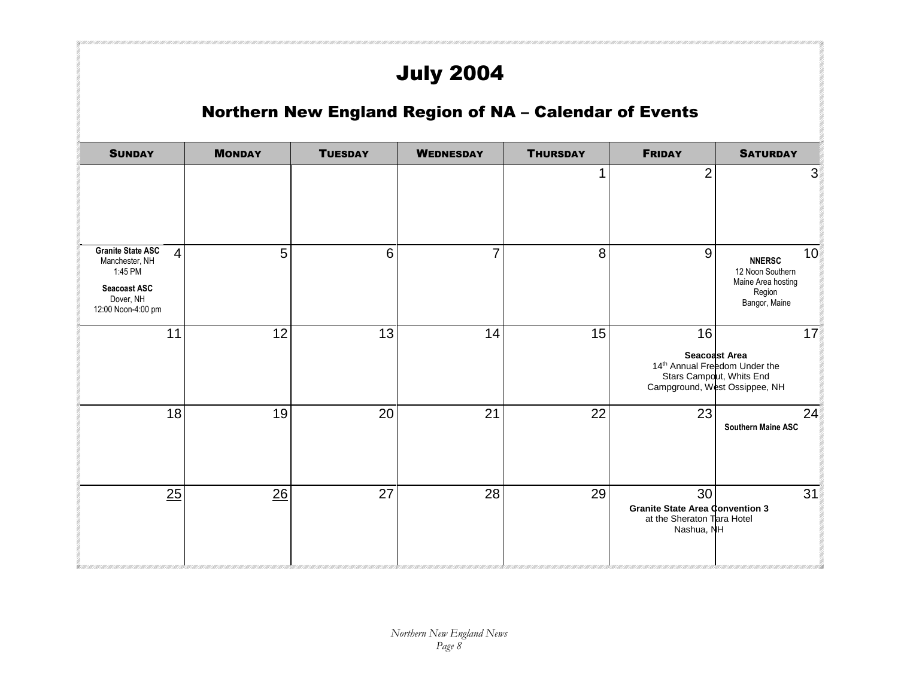# July 2004

## Northern New England Region of NA – Calendar of Events

| SUNDAY | MONDAY | TUESDAY | WEDNESDAY | THURSDAY | FRIDAY | SATURDAY |
|---|---|---|---|---|---|---|
| | | | | 1 | 2 | 3 |
| 4 **Granite State ASC** Manchester, NH 1:45 PM **Seacoast ASC** Dover, NH 12:00 Noon-4:00 pm | 5 | 6 | 7 | 8 | 9 | 10 **NNERSC** 12 Noon Southern Maine Area hosting Region Bangor, Maine |
| 11 | 12 | 13 | 14 | 15 | 16 **Seacoast Area** 14th Annual Freedom Under the Stars Campout, Whits End Campground, West Ossippee, NH | 17 |
| 18 | 19 | 20 | 21 | 22 | 23 | 24 **Southern Maine ASC** |
| 25 | 26 | 27 | 28 | 29 | 30 **Granite State Area Convention 3** at the Sheraton Tara Hotel Nashua, NH | 31 |